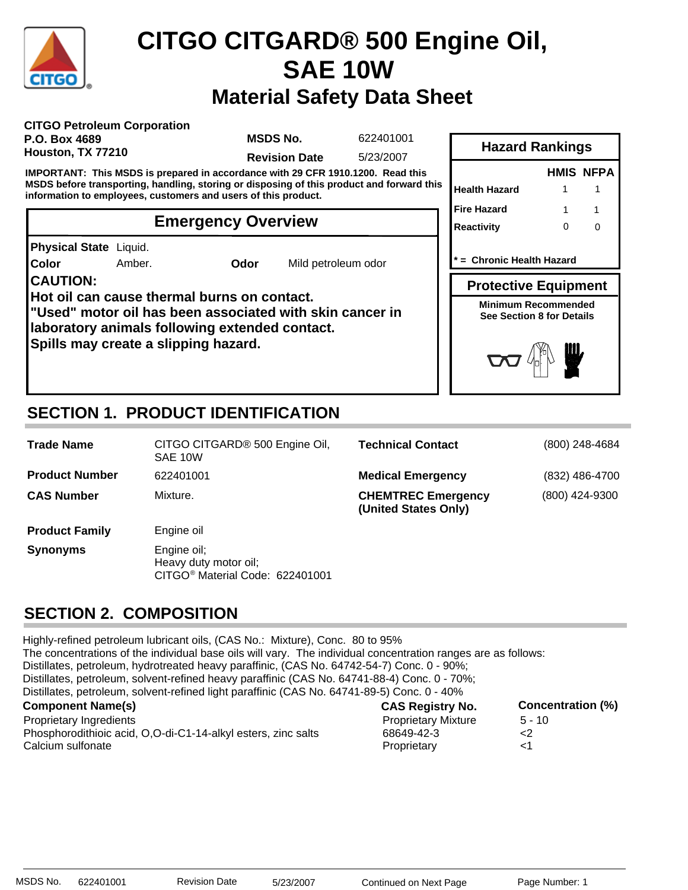# CITGO CITGARD® 500 Engine Oil, SAE 10W

## Material Safety Data Sheet

**CITGO Petroleum Corporation**
**P.O. Box 4689**
**Houston, TX 77210**

**MSDS No.** 622401001
**Revision Date** 5/23/2007

**IMPORTANT: This MSDS is prepared in accordance with 29 CFR 1910.1200. Read this MSDS before transporting, handling, storing or disposing of this product and forward this information to employees, customers and users of this product.**

### Hazard Rankings

| | HMIS | NFPA |
|---|---|---|
| Health Hazard | 1 | 1 |
| Fire Hazard | 1 | 1 |
| Reactivity | 0 | 0 |

**\* = Chronic Health Hazard**

### Protective Equipment

**Minimum Recommended**
**See Section 8 for Details**

### Emergency Overview

**Physical State** Liquid.
**Color** Amber. **Odor** Mild petroleum odor

**CAUTION:**
**Hot oil can cause thermal burns on contact.**
**"Used" motor oil has been associated with skin cancer in laboratory animals following extended contact.**
**Spills may create a slipping hazard.**

## SECTION 1. PRODUCT IDENTIFICATION

| | | | |
|---|---|---|---|
| **Trade Name** | CITGO CITGARD® 500 Engine Oil, SAE 10W | **Technical Contact** | (800) 248-4684 |
| **Product Number** | 622401001 | **Medical Emergency** | (832) 486-4700 |
| **CAS Number** | Mixture. | **CHEMTREC Emergency (United States Only)** | (800) 424-9300 |
| **Product Family** | Engine oil | | |
| **Synonyms** | Engine oil; Heavy duty motor oil; CITGO® Material Code: 622401001 | | |

## SECTION 2. COMPOSITION

Highly-refined petroleum lubricant oils, (CAS No.: Mixture), Conc. 80 to 95%
The concentrations of the individual base oils will vary. The individual concentration ranges are as follows:
Distillates, petroleum, hydrotreated heavy paraffinic, (CAS No. 64742-54-7) Conc. 0 - 90%;
Distillates, petroleum, solvent-refined heavy paraffinic (CAS No. 64741-88-4) Conc. 0 - 70%;
Distillates, petroleum, solvent-refined light paraffinic (CAS No. 64741-89-5) Conc. 0 - 40%

| Component Name(s) | CAS Registry No. | Concentration (%) |
|---|---|---|
| Proprietary Ingredients | Proprietary Mixture | 5 - 10 |
| Phosphorodithioic acid, O,O-di-C1-14-alkyl esters, zinc salts | 68649-42-3 | <2 |
| Calcium sulfonate | Proprietary | <1 |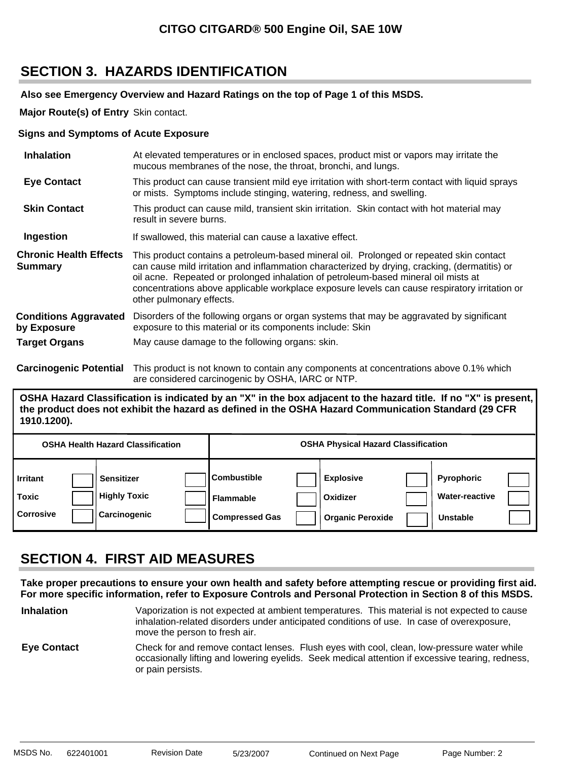## SECTION 3. HAZARDS IDENTIFICATION

**Also see Emergency Overview and Hazard Ratings on the top of Page 1 of this MSDS.**

**Major Route(s) of Entry** Skin contact.

**Signs and Symptoms of Acute Exposure**

**Inhalation** At elevated temperatures or in enclosed spaces, product mist or vapors may irritate the mucous membranes of the nose, the throat, bronchi, and lungs.

**Eye Contact** This product can cause transient mild eye irritation with short-term contact with liquid sprays or mists. Symptoms include stinging, watering, redness, and swelling.

**Skin Contact** This product can cause mild, transient skin irritation. Skin contact with hot material may result in severe burns.

**Ingestion** If swallowed, this material can cause a laxative effect.

**Chronic Health Effects Summary** This product contains a petroleum-based mineral oil. Prolonged or repeated skin contact can cause mild irritation and inflammation characterized by drying, cracking, (dermatitis) or oil acne. Repeated or prolonged inhalation of petroleum-based mineral oil mists at concentrations above applicable workplace exposure levels can cause respiratory irritation or other pulmonary effects.

**Conditions Aggravated by Exposure** Disorders of the following organs or organ systems that may be aggravated by significant exposure to this material or its components include: Skin

**Target Organs** May cause damage to the following organs: skin.

**Carcinogenic Potential** This product is not known to contain any components at concentrations above 0.1% which are considered carcinogenic by OSHA, IARC or NTP.

**OSHA Hazard Classification is indicated by an "X" in the box adjacent to the hazard title. If no "X" is present, the product does not exhibit the hazard as defined in the OSHA Hazard Communication Standard (29 CFR 1910.1200).**

| OSHA Health Hazard Classification | | | | OSHA Physical Hazard Classification | | | | | |
|---|---|---|---|---|---|---|---|---|---|
| Irritant | | Sensitizer | | Combustible | | Explosive | | Pyrophoric | |
| Toxic | | Highly Toxic | | Flammable | | Oxidizer | | Water-reactive | |
| Corrosive | | Carcinogenic | | Compressed Gas | | Organic Peroxide | | Unstable | |

## SECTION 4. FIRST AID MEASURES

**Take proper precautions to ensure your own health and safety before attempting rescue or providing first aid. For more specific information, refer to Exposure Controls and Personal Protection in Section 8 of this MSDS.**

**Inhalation** Vaporization is not expected at ambient temperatures. This material is not expected to cause inhalation-related disorders under anticipated conditions of use. In case of overexposure, move the person to fresh air.

**Eye Contact** Check for and remove contact lenses. Flush eyes with cool, clean, low-pressure water while occasionally lifting and lowering eyelids. Seek medical attention if excessive tearing, redness, or pain persists.

MSDS No. 622401001 Revision Date 5/23/2007 Continued on Next Page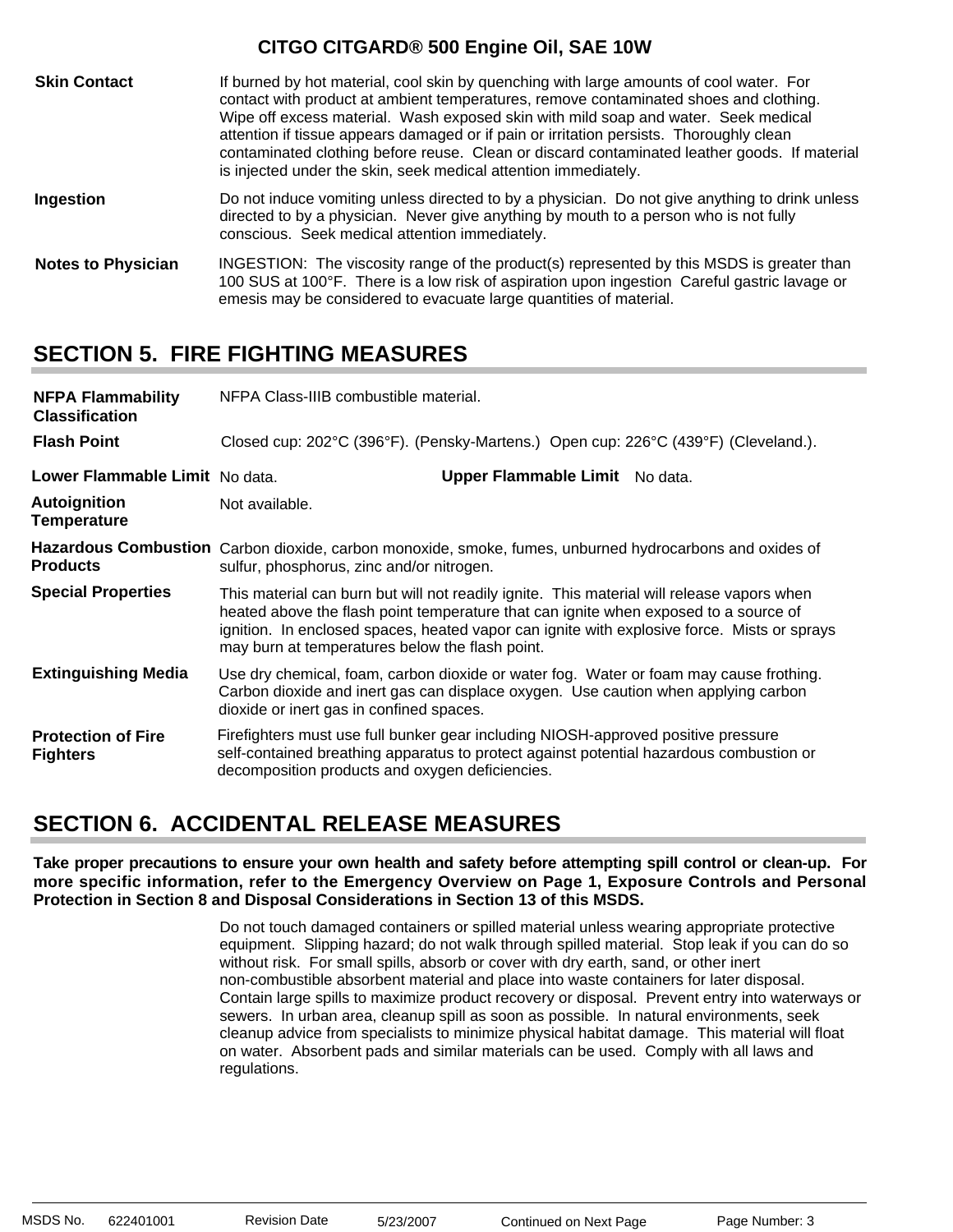**Skin Contact**

If burned by hot material, cool skin by quenching with large amounts of cool water. For contact with product at ambient temperatures, remove contaminated shoes and clothing. Wipe off excess material. Wash exposed skin with mild soap and water. Seek medical attention if tissue appears damaged or if pain or irritation persists. Thoroughly clean contaminated clothing before reuse. Clean or discard contaminated leather goods. If material is injected under the skin, seek medical attention immediately.

**Ingestion**

Do not induce vomiting unless directed to by a physician. Do not give anything to drink unless directed to by a physician. Never give anything by mouth to a person who is not fully conscious. Seek medical attention immediately.

**Notes to Physician**

INGESTION: The viscosity range of the product(s) represented by this MSDS is greater than 100 SUS at 100°F. There is a low risk of aspiration upon ingestion Careful gastric lavage or emesis may be considered to evacuate large quantities of material.

## SECTION 5. FIRE FIGHTING MEASURES

**NFPA Flammability Classification**

NFPA Class-IIIB combustible material.

**Flash Point**

Closed cup: 202°C (396°F). (Pensky-Martens.) Open cup: 226°C (439°F) (Cleveland.).

**Lower Flammable Limit** No data. **Upper Flammable Limit** No data.

**Autoignition Temperature**

Not available.

**Hazardous Combustion Products**

Carbon dioxide, carbon monoxide, smoke, fumes, unburned hydrocarbons and oxides of sulfur, phosphorus, zinc and/or nitrogen.

**Special Properties**

This material can burn but will not readily ignite. This material will release vapors when heated above the flash point temperature that can ignite when exposed to a source of ignition. In enclosed spaces, heated vapor can ignite with explosive force. Mists or sprays may burn at temperatures below the flash point.

**Extinguishing Media**

Use dry chemical, foam, carbon dioxide or water fog. Water or foam may cause frothing. Carbon dioxide and inert gas can displace oxygen. Use caution when applying carbon dioxide or inert gas in confined spaces.

**Protection of Fire Fighters**

Firefighters must use full bunker gear including NIOSH-approved positive pressure self-contained breathing apparatus to protect against potential hazardous combustion or decomposition products and oxygen deficiencies.

## SECTION 6. ACCIDENTAL RELEASE MEASURES

**Take proper precautions to ensure your own health and safety before attempting spill control or clean-up. For more specific information, refer to the Emergency Overview on Page 1, Exposure Controls and Personal Protection in Section 8 and Disposal Considerations in Section 13 of this MSDS.**

Do not touch damaged containers or spilled material unless wearing appropriate protective equipment. Slipping hazard; do not walk through spilled material. Stop leak if you can do so without risk. For small spills, absorb or cover with dry earth, sand, or other inert non-combustible absorbent material and place into waste containers for later disposal. Contain large spills to maximize product recovery or disposal. Prevent entry into waterways or sewers. In urban area, cleanup spill as soon as possible. In natural environments, seek cleanup advice from specialists to minimize physical habitat damage. This material will float on water. Absorbent pads and similar materials can be used. Comply with all laws and regulations.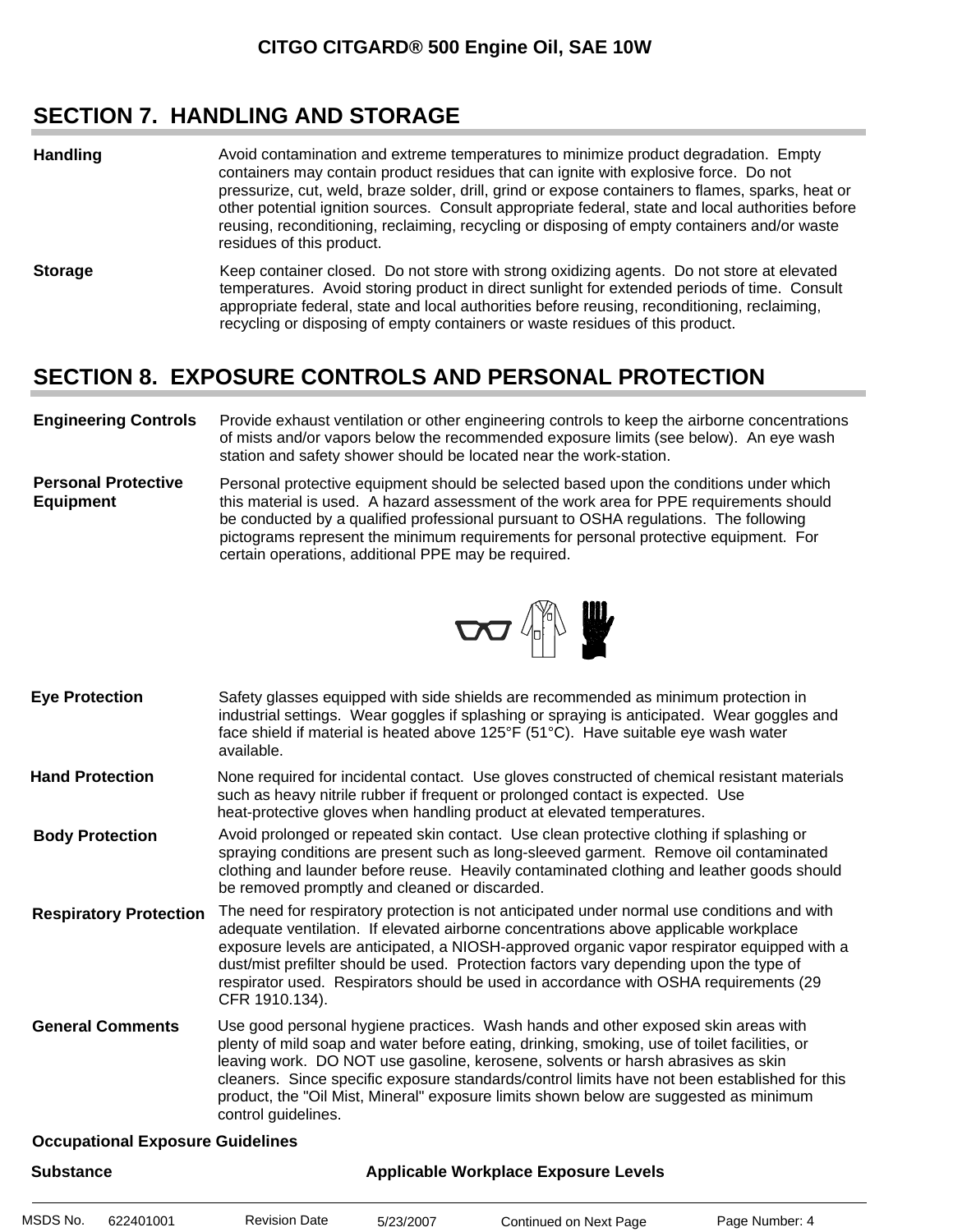## SECTION 7. HANDLING AND STORAGE

**Handling**

Avoid contamination and extreme temperatures to minimize product degradation. Empty containers may contain product residues that can ignite with explosive force. Do not pressurize, cut, weld, braze solder, drill, grind or expose containers to flames, sparks, heat or other potential ignition sources. Consult appropriate federal, state and local authorities before reusing, reconditioning, reclaiming, recycling or disposing of empty containers and/or waste residues of this product.

**Storage**

Keep container closed. Do not store with strong oxidizing agents. Do not store at elevated temperatures. Avoid storing product in direct sunlight for extended periods of time. Consult appropriate federal, state and local authorities before reusing, reconditioning, reclaiming, recycling or disposing of empty containers or waste residues of this product.

## SECTION 8. EXPOSURE CONTROLS AND PERSONAL PROTECTION

**Engineering Controls**

Provide exhaust ventilation or other engineering controls to keep the airborne concentrations of mists and/or vapors below the recommended exposure limits (see below). An eye wash station and safety shower should be located near the work-station.

**Personal Protective Equipment**

Personal protective equipment should be selected based upon the conditions under which this material is used. A hazard assessment of the work area for PPE requirements should be conducted by a qualified professional pursuant to OSHA regulations. The following pictograms represent the minimum requirements for personal protective equipment. For certain operations, additional PPE may be required.

**Eye Protection**

Safety glasses equipped with side shields are recommended as minimum protection in industrial settings. Wear goggles if splashing or spraying is anticipated. Wear goggles and face shield if material is heated above 125°F (51°C). Have suitable eye wash water available.

**Hand Protection**

None required for incidental contact. Use gloves constructed of chemical resistant materials such as heavy nitrile rubber if frequent or prolonged contact is expected. Use heat-protective gloves when handling product at elevated temperatures.

**Body Protection**

Avoid prolonged or repeated skin contact. Use clean protective clothing if splashing or spraying conditions are present such as long-sleeved garment. Remove oil contaminated clothing and launder before reuse. Heavily contaminated clothing and leather goods should be removed promptly and cleaned or discarded.

**Respiratory Protection**

The need for respiratory protection is not anticipated under normal use conditions and with adequate ventilation. If elevated airborne concentrations above applicable workplace exposure levels are anticipated, a NIOSH-approved organic vapor respirator equipped with a dust/mist prefilter should be used. Protection factors vary depending upon the type of respirator used. Respirators should be used in accordance with OSHA requirements (29 CFR 1910.134).

**General Comments**

Use good personal hygiene practices. Wash hands and other exposed skin areas with plenty of mild soap and water before eating, drinking, smoking, use of toilet facilities, or leaving work. DO NOT use gasoline, kerosene, solvents or harsh abrasives as skin cleaners. Since specific exposure standards/control limits have not been established for this product, the "Oil Mist, Mineral" exposure limits shown below are suggested as minimum control guidelines.

**Occupational Exposure Guidelines**

| **Substance** | **Applicable Workplace Exposure Levels** |
|---|---|

MSDS No. 622401001 Revision Date 5/23/2007 Continued on Next Page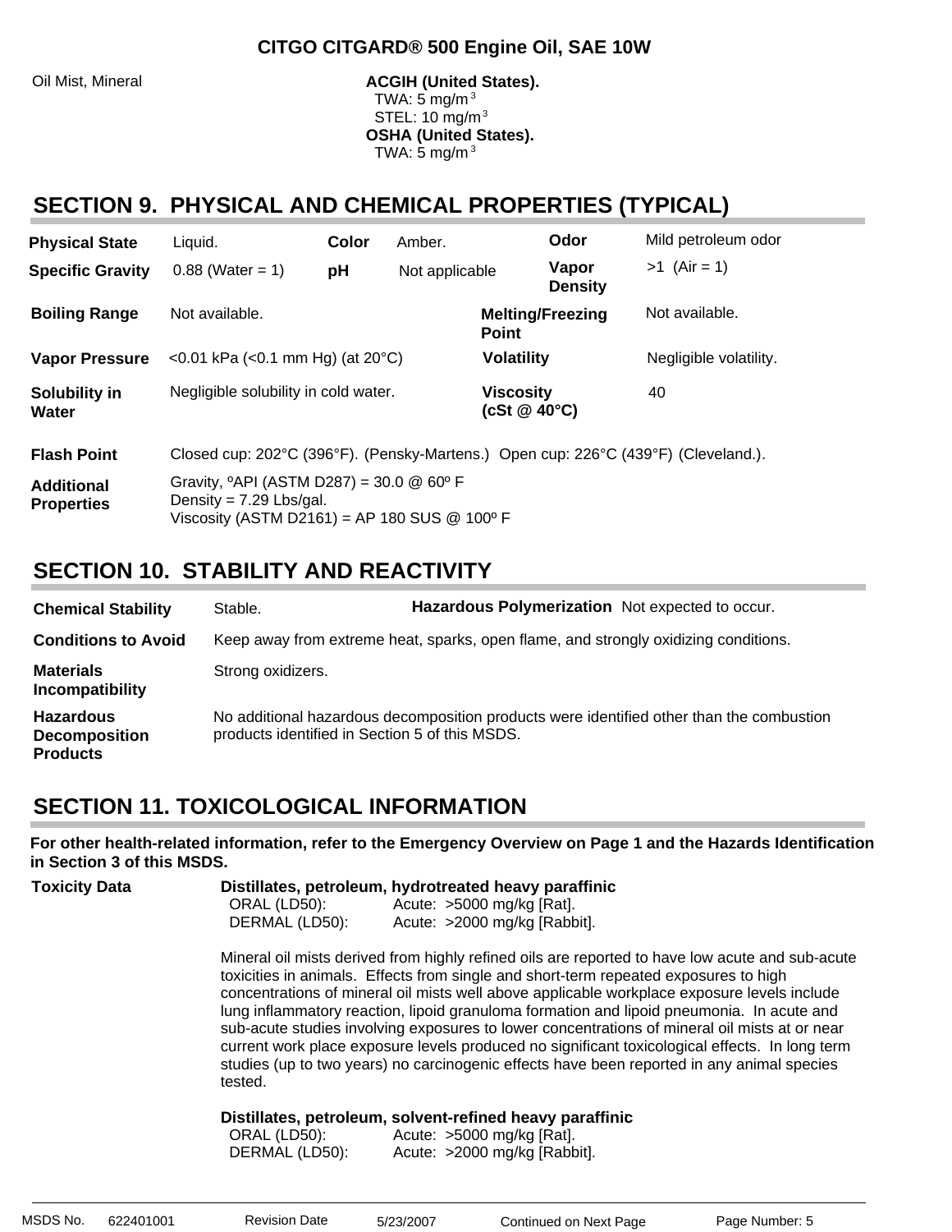| | |
|---|---|
| Oil Mist, Mineral | **ACGIH (United States).**<br>TWA: 5 mg/m$^3$<br>STEL: 10 mg/m$^3$<br>**OSHA (United States).**<br>TWA: 5 mg/m$^3$ |

## SECTION 9. PHYSICAL AND CHEMICAL PROPERTIES (TYPICAL)

| | | | | | |
|---|---|---|---|---|---|
| **Physical State** | Liquid. | **Color** | Amber. | **Odor** | Mild petroleum odor |
| **Specific Gravity** | 0.88 (Water = 1) | **pH** | Not applicable | **Vapor Density** | >1 (Air = 1) |
| **Boiling Range** | Not available. | | | **Melting/Freezing Point** | Not available. |
| **Vapor Pressure** | <0.01 kPa (<0.1 mm Hg) (at 20°C) | | | **Volatility** | Negligible volatility. |
| **Solubility in Water** | Negligible solubility in cold water. | | | **Viscosity (cSt @ 40°C)** | 40 |

**Flash Point** Closed cup: 202°C (396°F). (Pensky-Martens.) Open cup: 226°C (439°F) (Cleveland.).

**Additional Properties**
Gravity, ºAPI (ASTM D287) = 30.0 @ 60º F
Density = 7.29 Lbs/gal.
Viscosity (ASTM D2161) = AP 180 SUS @ 100º F

## SECTION 10. STABILITY AND REACTIVITY

**Chemical Stability** Stable. **Hazardous Polymerization** Not expected to occur.

**Conditions to Avoid** Keep away from extreme heat, sparks, open flame, and strongly oxidizing conditions.

**Materials Incompatibility** Strong oxidizers.

**Hazardous Decomposition Products** No additional hazardous decomposition products were identified other than the combustion products identified in Section 5 of this MSDS.

## SECTION 11. TOXICOLOGICAL INFORMATION

**For other health-related information, refer to the Emergency Overview on Page 1 and the Hazards Identification in Section 3 of this MSDS.**

**Toxicity Data**

**Distillates, petroleum, hydrotreated heavy paraffinic**

| | |
|---|---|
| ORAL (LD50): | Acute: >5000 mg/kg [Rat]. |
| DERMAL (LD50): | Acute: >2000 mg/kg [Rabbit]. |

Mineral oil mists derived from highly refined oils are reported to have low acute and sub-acute toxicities in animals. Effects from single and short-term repeated exposures to high concentrations of mineral oil mists well above applicable workplace exposure levels include lung inflammatory reaction, lipoid granuloma formation and lipoid pneumonia. In acute and sub-acute studies involving exposures to lower concentrations of mineral oil mists at or near current work place exposure levels produced no significant toxicological effects. In long term studies (up to two years) no carcinogenic effects have been reported in any animal species tested.

**Distillates, petroleum, solvent-refined heavy paraffinic**

| | |
|---|---|
| ORAL (LD50): | Acute: >5000 mg/kg [Rat]. |
| DERMAL (LD50): | Acute: >2000 mg/kg [Rabbit]. |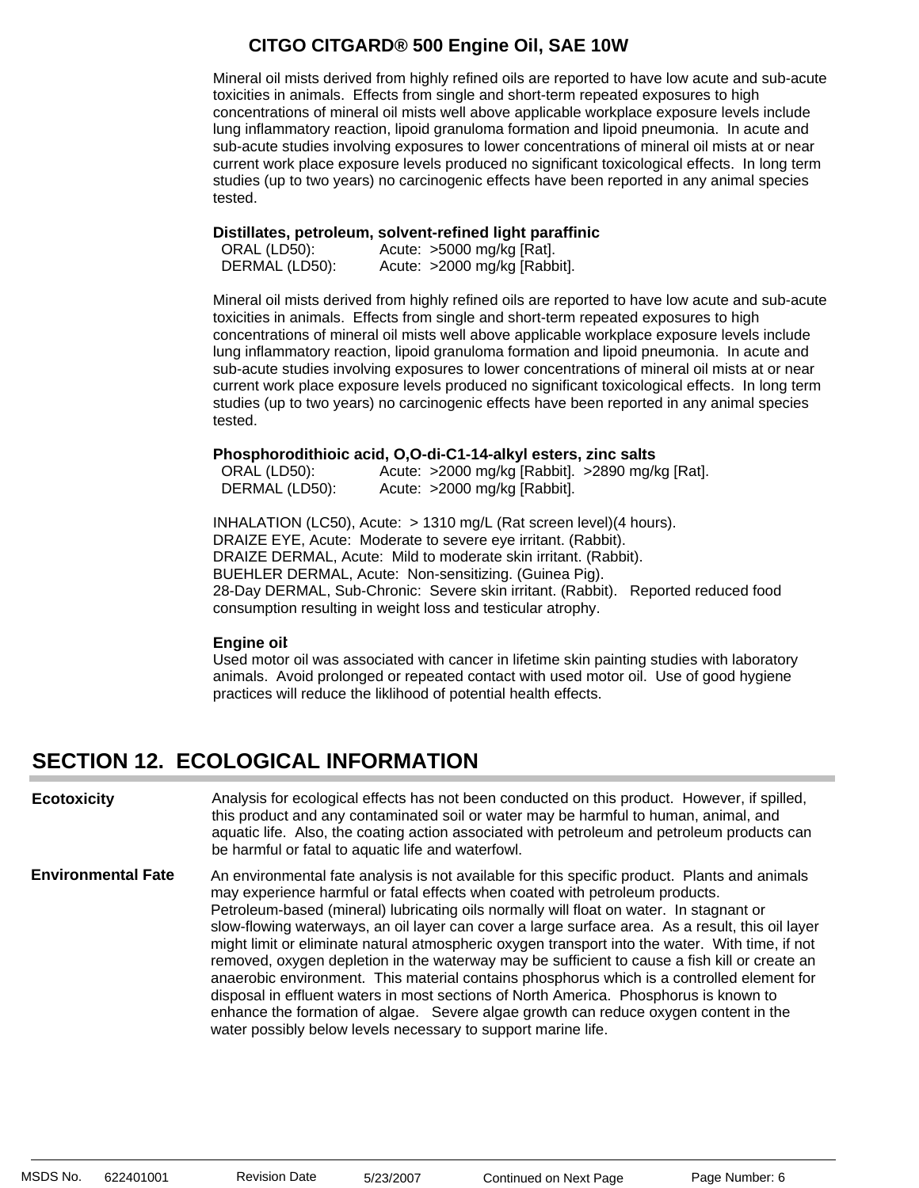Mineral oil mists derived from highly refined oils are reported to have low acute and sub-acute toxicities in animals. Effects from single and short-term repeated exposures to high concentrations of mineral oil mists well above applicable workplace exposure levels include lung inflammatory reaction, lipoid granuloma formation and lipoid pneumonia. In acute and sub-acute studies involving exposures to lower concentrations of mineral oil mists at or near current work place exposure levels produced no significant toxicological effects. In long term studies (up to two years) no carcinogenic effects have been reported in any animal species tested.

**Distillates, petroleum, solvent-refined light paraffinic**

| | |
|---|---|
| ORAL (LD50): | Acute: >5000 mg/kg [Rat]. |
| DERMAL (LD50): | Acute: >2000 mg/kg [Rabbit]. |

Mineral oil mists derived from highly refined oils are reported to have low acute and sub-acute toxicities in animals. Effects from single and short-term repeated exposures to high concentrations of mineral oil mists well above applicable workplace exposure levels include lung inflammatory reaction, lipoid granuloma formation and lipoid pneumonia. In acute and sub-acute studies involving exposures to lower concentrations of mineral oil mists at or near current work place exposure levels produced no significant toxicological effects. In long term studies (up to two years) no carcinogenic effects have been reported in any animal species tested.

**Phosphorodithioic acid, O,O-di-C1-14-alkyl esters, zinc salts**

| | |
|---|---|
| ORAL (LD50): | Acute: >2000 mg/kg [Rabbit]. >2890 mg/kg [Rat]. |
| DERMAL (LD50): | Acute: >2000 mg/kg [Rabbit]. |

INHALATION (LC50), Acute: > 1310 mg/L (Rat screen level)(4 hours).
DRAIZE EYE, Acute: Moderate to severe eye irritant. (Rabbit).
DRAIZE DERMAL, Acute: Mild to moderate skin irritant. (Rabbit).
BUEHLER DERMAL, Acute: Non-sensitizing. (Guinea Pig).
28-Day DERMAL, Sub-Chronic: Severe skin irritant. (Rabbit). Reported reduced food consumption resulting in weight loss and testicular atrophy.

**Engine oil**

Used motor oil was associated with cancer in lifetime skin painting studies with laboratory animals. Avoid prolonged or repeated contact with used motor oil. Use of good hygiene practices will reduce the liklihood of potential health effects.

## SECTION 12. ECOLOGICAL INFORMATION

**Ecotoxicity**

Analysis for ecological effects has not been conducted on this product. However, if spilled, this product and any contaminated soil or water may be harmful to human, animal, and aquatic life. Also, the coating action associated with petroleum and petroleum products can be harmful or fatal to aquatic life and waterfowl.

**Environmental Fate**

An environmental fate analysis is not available for this specific product. Plants and animals may experience harmful or fatal effects when coated with petroleum products. Petroleum-based (mineral) lubricating oils normally will float on water. In stagnant or slow-flowing waterways, an oil layer can cover a large surface area. As a result, this oil layer might limit or eliminate natural atmospheric oxygen transport into the water. With time, if not removed, oxygen depletion in the waterway may be sufficient to cause a fish kill or create an anaerobic environment. This material contains phosphorus which is a controlled element for disposal in effluent waters in most sections of North America. Phosphorus is known to enhance the formation of algae. Severe algae growth can reduce oxygen content in the water possibly below levels necessary to support marine life.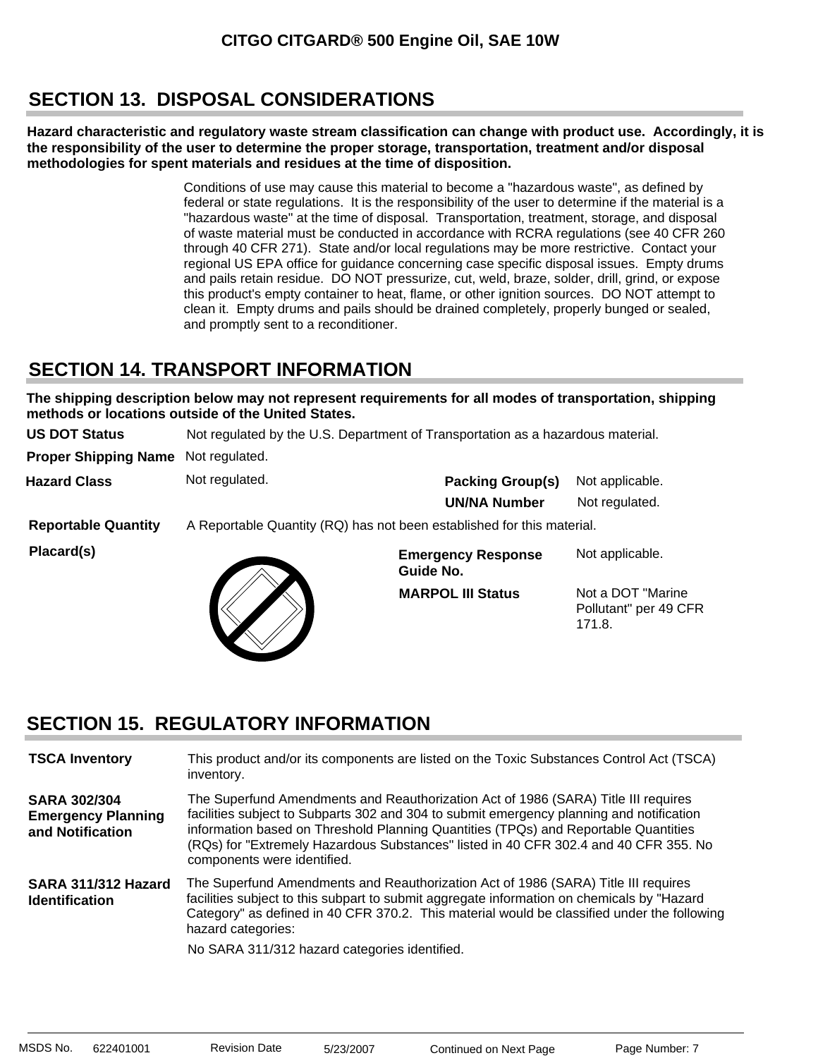## SECTION 13. DISPOSAL CONSIDERATIONS

**Hazard characteristic and regulatory waste stream classification can change with product use. Accordingly, it is the responsibility of the user to determine the proper storage, transportation, treatment and/or disposal methodologies for spent materials and residues at the time of disposition.**

Conditions of use may cause this material to become a "hazardous waste", as defined by federal or state regulations. It is the responsibility of the user to determine if the material is a "hazardous waste" at the time of disposal. Transportation, treatment, storage, and disposal of waste material must be conducted in accordance with RCRA regulations (see 40 CFR 260 through 40 CFR 271). State and/or local regulations may be more restrictive. Contact your regional US EPA office for guidance concerning case specific disposal issues. Empty drums and pails retain residue. DO NOT pressurize, cut, weld, braze, solder, drill, grind, or expose this product's empty container to heat, flame, or other ignition sources. DO NOT attempt to clean it. Empty drums and pails should be drained completely, properly bunged or sealed, and promptly sent to a reconditioner.

## SECTION 14. TRANSPORT INFORMATION

**The shipping description below may not represent requirements for all modes of transportation, shipping methods or locations outside of the United States.**

**US DOT Status**: Not regulated by the U.S. Department of Transportation as a hazardous material.

**Proper Shipping Name**: Not regulated.

**Hazard Class**: Not regulated.

**Packing Group(s)**: Not applicable.

**UN/NA Number**: Not regulated.

**Reportable Quantity**: A Reportable Quantity (RQ) has not been established for this material.

**Placard(s)**

**Emergency Response Guide No.**: Not applicable.

**MARPOL III Status**: Not a DOT "Marine Pollutant" per 49 CFR 171.8.

## SECTION 15. REGULATORY INFORMATION

**TSCA Inventory**: This product and/or its components are listed on the Toxic Substances Control Act (TSCA) inventory.

**SARA 302/304 Emergency Planning and Notification**: The Superfund Amendments and Reauthorization Act of 1986 (SARA) Title III requires facilities subject to Subparts 302 and 304 to submit emergency planning and notification information based on Threshold Planning Quantities (TPQs) and Reportable Quantities (RQs) for "Extremely Hazardous Substances" listed in 40 CFR 302.4 and 40 CFR 355. No components were identified.

**SARA 311/312 Hazard Identification**: The Superfund Amendments and Reauthorization Act of 1986 (SARA) Title III requires facilities subject to this subpart to submit aggregate information on chemicals by "Hazard Category" as defined in 40 CFR 370.2. This material would be classified under the following hazard categories:

No SARA 311/312 hazard categories identified.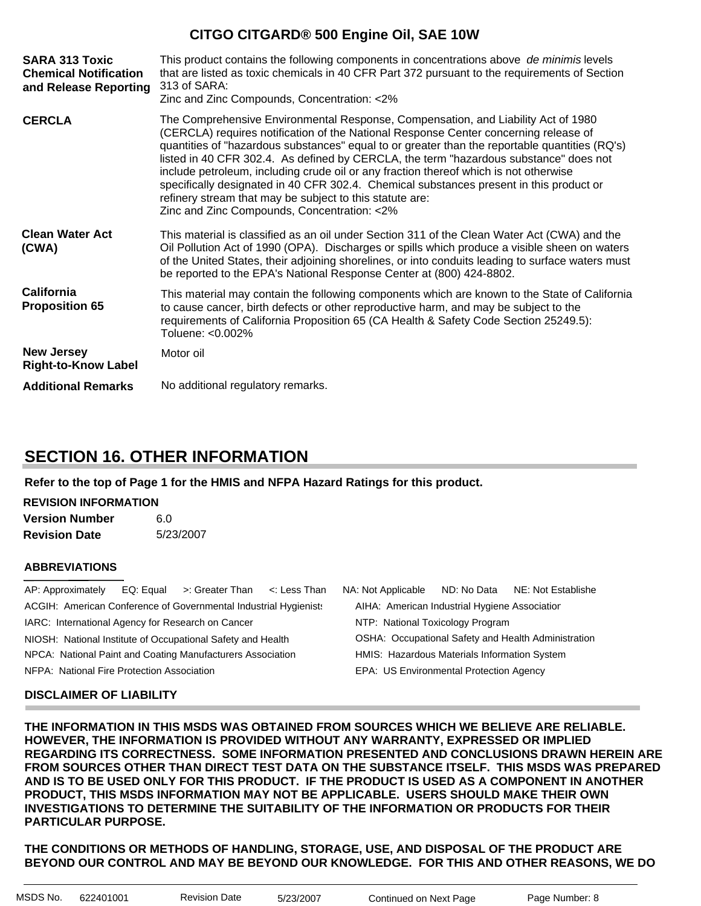| | |
|---|---|
| **SARA 313 Toxic Chemical Notification and Release Reporting** | This product contains the following components in concentrations above *de minimis* levels that are listed as toxic chemicals in 40 CFR Part 372 pursuant to the requirements of Section 313 of SARA: Zinc and Zinc Compounds, Concentration: <2% |
| **CERCLA** | The Comprehensive Environmental Response, Compensation, and Liability Act of 1980 (CERCLA) requires notification of the National Response Center concerning release of quantities of "hazardous substances" equal to or greater than the reportable quantities (RQ's) listed in 40 CFR 302.4. As defined by CERCLA, the term "hazardous substance" does not include petroleum, including crude oil or any fraction thereof which is not otherwise specifically designated in 40 CFR 302.4. Chemical substances present in this product or refinery stream that may be subject to this statute are: Zinc and Zinc Compounds, Concentration: <2% |
| **Clean Water Act (CWA)** | This material is classified as an oil under Section 311 of the Clean Water Act (CWA) and the Oil Pollution Act of 1990 (OPA). Discharges or spills which produce a visible sheen on waters of the United States, their adjoining shorelines, or into conduits leading to surface waters must be reported to the EPA's National Response Center at (800) 424-8802. |
| **California Proposition 65** | This material may contain the following components which are known to the State of California to cause cancer, birth defects or other reproductive harm, and may be subject to the requirements of California Proposition 65 (CA Health & Safety Code Section 25249.5): Toluene: <0.002% |
| **New Jersey Right-to-Know Label** | Motor oil |
| **Additional Remarks** | No additional regulatory remarks. |

## SECTION 16. OTHER INFORMATION

**Refer to the top of Page 1 for the HMIS and NFPA Hazard Ratings for this product.**

**REVISION INFORMATION**

**Version Number** 6.0

**Revision Date** 5/23/2007

**ABBREVIATIONS**

AP: Approximately EQ: Equal >: Greater Than <: Less Than NA: Not Applicable ND: No Data NE: Not Establishe

ACGIH: American Conference of Governmental Industrial Hygienists

AIHA: American Industrial Hygiene Associatior

IARC: International Agency for Research on Cancer

NTP: National Toxicology Program

NIOSH: National Institute of Occupational Safety and Health

OSHA: Occupational Safety and Health Administration

NPCA: National Paint and Coating Manufacturers Association

HMIS: Hazardous Materials Information System

NFPA: National Fire Protection Association

EPA: US Environmental Protection Agency

**DISCLAIMER OF LIABILITY**

**THE INFORMATION IN THIS MSDS WAS OBTAINED FROM SOURCES WHICH WE BELIEVE ARE RELIABLE. HOWEVER, THE INFORMATION IS PROVIDED WITHOUT ANY WARRANTY, EXPRESSED OR IMPLIED REGARDING ITS CORRECTNESS. SOME INFORMATION PRESENTED AND CONCLUSIONS DRAWN HEREIN ARE FROM SOURCES OTHER THAN DIRECT TEST DATA ON THE SUBSTANCE ITSELF. THIS MSDS WAS PREPARED AND IS TO BE USED ONLY FOR THIS PRODUCT. IF THE PRODUCT IS USED AS A COMPONENT IN ANOTHER PRODUCT, THIS MSDS INFORMATION MAY NOT BE APPLICABLE. USERS SHOULD MAKE THEIR OWN INVESTIGATIONS TO DETERMINE THE SUITABILITY OF THE INFORMATION OR PRODUCTS FOR THEIR PARTICULAR PURPOSE.**

**THE CONDITIONS OR METHODS OF HANDLING, STORAGE, USE, AND DISPOSAL OF THE PRODUCT ARE BEYOND OUR CONTROL AND MAY BE BEYOND OUR KNOWLEDGE. FOR THIS AND OTHER REASONS, WE DO**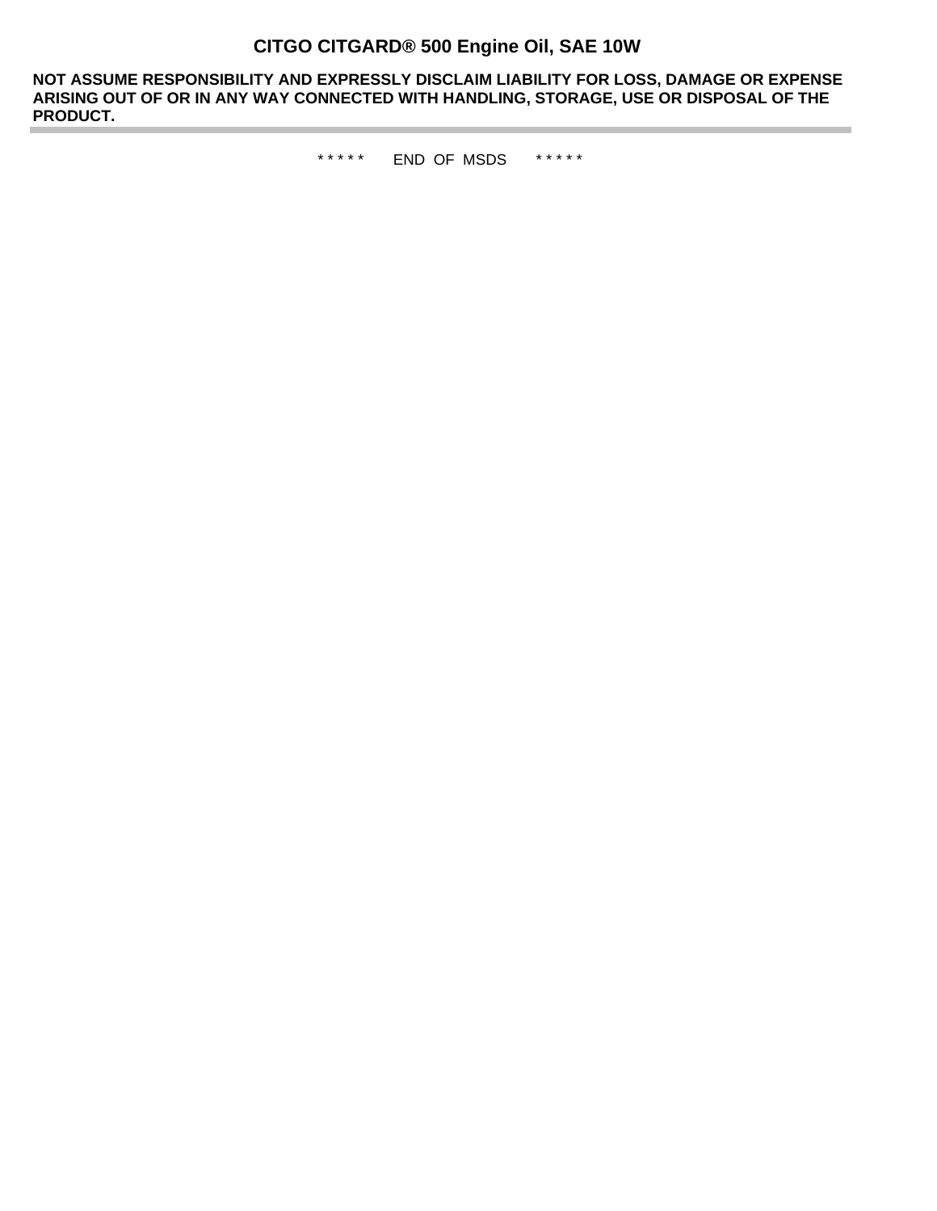**NOT ASSUME RESPONSIBILITY AND EXPRESSLY DISCLAIM LIABILITY FOR LOSS, DAMAGE OR EXPENSE ARISING OUT OF OR IN ANY WAY CONNECTED WITH HANDLING, STORAGE, USE OR DISPOSAL OF THE PRODUCT.**

***** END OF MSDS *****